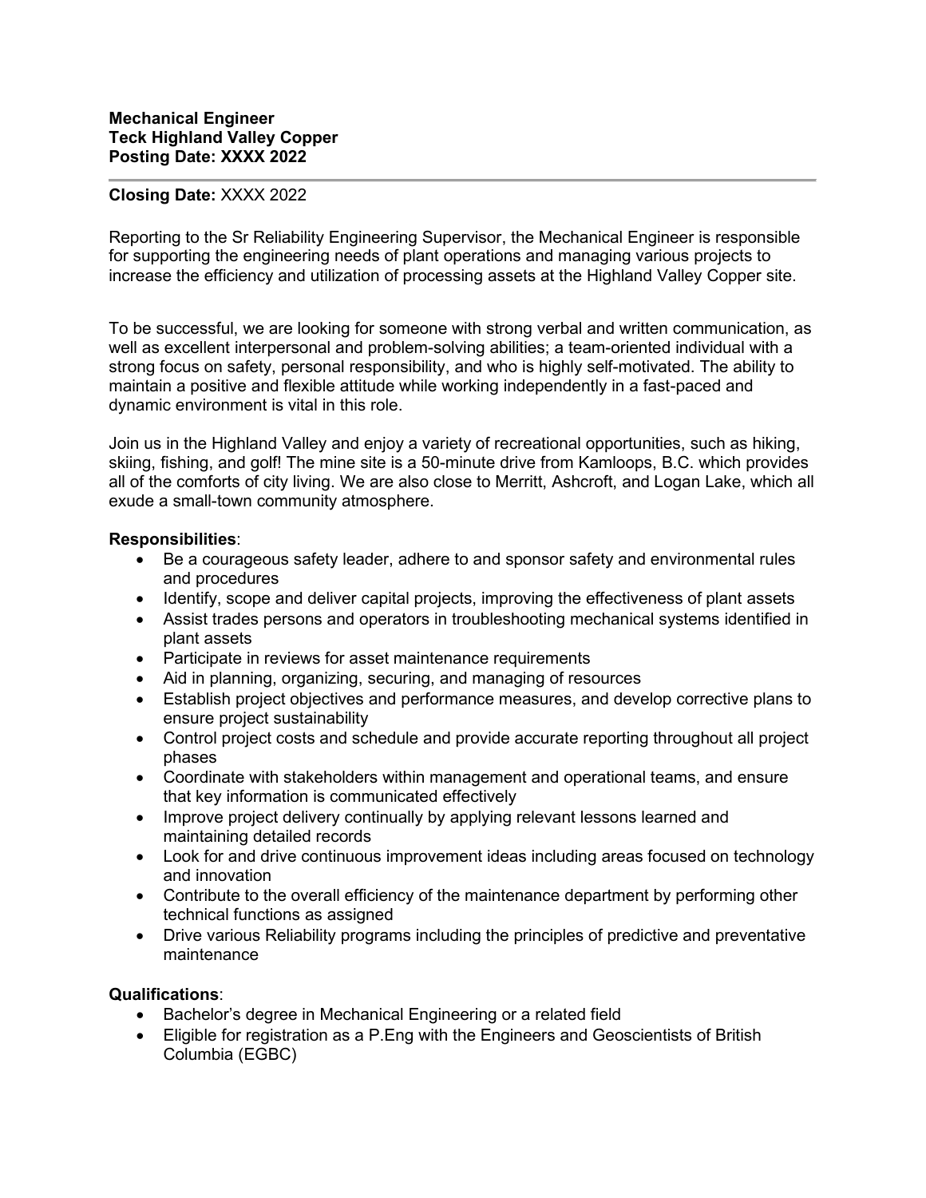**Mechanical Engineer**
**Teck Highland Valley Copper**
**Posting Date: XXXX 2022**

---

**Closing Date:** XXXX 2022

Reporting to the Sr Reliability Engineering Supervisor, the Mechanical Engineer is responsible for supporting the engineering needs of plant operations and managing various projects to increase the efficiency and utilization of processing assets at the Highland Valley Copper site.

To be successful, we are looking for someone with strong verbal and written communication, as well as excellent interpersonal and problem-solving abilities; a team-oriented individual with a strong focus on safety, personal responsibility, and who is highly self-motivated. The ability to maintain a positive and flexible attitude while working independently in a fast-paced and dynamic environment is vital in this role.

Join us in the Highland Valley and enjoy a variety of recreational opportunities, such as hiking, skiing, fishing, and golf! The mine site is a 50-minute drive from Kamloops, B.C. which provides all of the comforts of city living. We are also close to Merritt, Ashcroft, and Logan Lake, which all exude a small-town community atmosphere.

**Responsibilities**:

- Be a courageous safety leader, adhere to and sponsor safety and environmental rules and procedures
- Identify, scope and deliver capital projects, improving the effectiveness of plant assets
- Assist trades persons and operators in troubleshooting mechanical systems identified in plant assets
- Participate in reviews for asset maintenance requirements
- Aid in planning, organizing, securing, and managing of resources
- Establish project objectives and performance measures, and develop corrective plans to ensure project sustainability
- Control project costs and schedule and provide accurate reporting throughout all project phases
- Coordinate with stakeholders within management and operational teams, and ensure that key information is communicated effectively
- Improve project delivery continually by applying relevant lessons learned and maintaining detailed records
- Look for and drive continuous improvement ideas including areas focused on technology and innovation
- Contribute to the overall efficiency of the maintenance department by performing other technical functions as assigned
- Drive various Reliability programs including the principles of predictive and preventative maintenance

**Qualifications**:

- Bachelor's degree in Mechanical Engineering or a related field
- Eligible for registration as a P.Eng with the Engineers and Geoscientists of British Columbia (EGBC)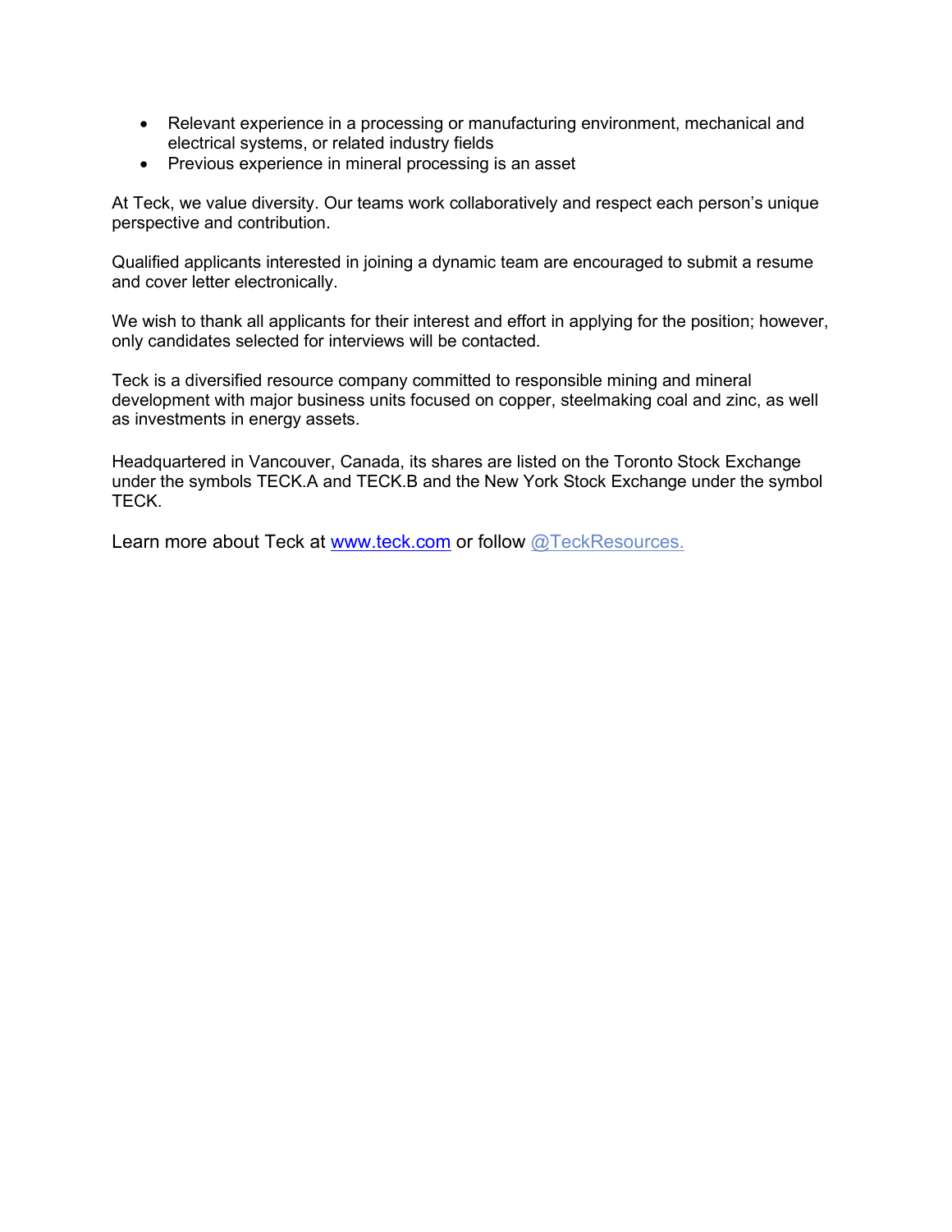- Relevant experience in a processing or manufacturing environment, mechanical and electrical systems, or related industry fields
- Previous experience in mineral processing is an asset

At Teck, we value diversity. Our teams work collaboratively and respect each person's unique perspective and contribution.

Qualified applicants interested in joining a dynamic team are encouraged to submit a resume and cover letter electronically.

We wish to thank all applicants for their interest and effort in applying for the position; however, only candidates selected for interviews will be contacted.

Teck is a diversified resource company committed to responsible mining and mineral development with major business units focused on copper, steelmaking coal and zinc, as well as investments in energy assets.

Headquartered in Vancouver, Canada, its shares are listed on the Toronto Stock Exchange under the symbols TECK.A and TECK.B and the New York Stock Exchange under the symbol TECK.

Learn more about Teck at www.teck.com or follow @TeckResources.